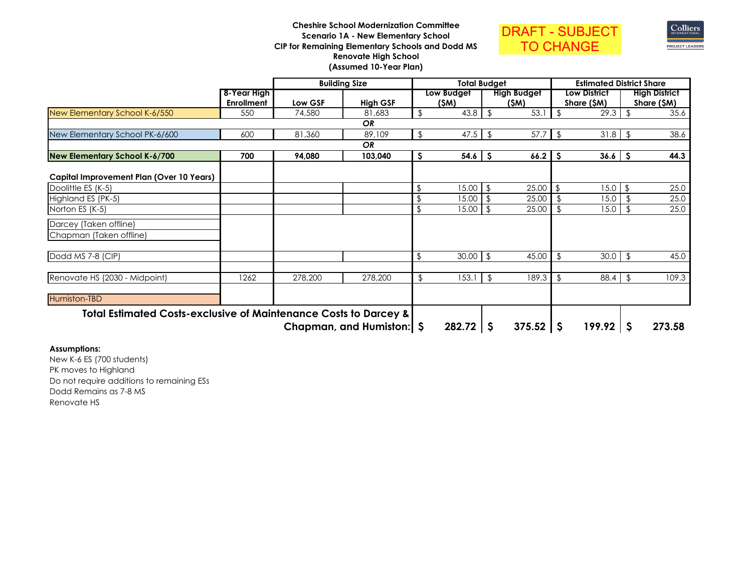**Cheshire School Modernization Committee**
**Scenario 1A - New Elementary School**
**CIP for Remaining Elementary Schools and Dodd MS**
**Renovate High School**
**(Assumed 10-Year Plan)**

DRAFT - SUBJECT TO CHANGE

Colliers INTERNATIONAL PROJECT LEADERS

| | | Building Size | | Total Budget | | Estimated District Share | |
|---|---|---|---|---|---|---|---|
| | 8-Year High Enrollment | Low GSF | High GSF | Low Budget ($M) | High Budget ($M) | Low District Share ($M) | High District Share ($M) |
| New Elementary School K-6/550 | 550 | 74,580 | 81,683 | $ 43.8 | $ 53.1 | $ 29.3 | $ 35.6 |
| | | | *OR* | | | | |
| New Elementary School PK-6/600 | 600 | 81,360 | 89,109 | $ 47.5 | $ 57.7 | $ 31.8 | $ 38.6 |
| | | | *OR* | | | | |
| **New Elementary School K-6/700** | **700** | **94,080** | **103,040** | **$ 54.6** | **$ 66.2** | **$ 36.6** | **$ 44.3** |
| **Capital Improvement Plan (Over 10 Years)** | | | | | | | |
| Doolittle ES (K-5) | | | | $ 15.00 | $ 25.00 | $ 15.0 | $ 25.0 |
| Highland ES (PK-5) | | | | $ 15.00 | $ 25.00 | $ 15.0 | $ 25.0 |
| Norton ES (K-5) | | | | $ 15.00 | $ 25.00 | $ 15.0 | $ 25.0 |
| Darcey (Taken offline) | | | | | | | |
| Chapman (Taken offline) | | | | | | | |
| Dodd MS 7-8 (CIP) | | | | $ 30.00 | $ 45.00 | $ 30.0 | $ 45.0 |
| Renovate HS (2030 - Midpoint) | 1262 | 278,200 | 278,200 | $ 153.1 | $ 189.3 | $ 88.4 | $ 109.3 |
| Humiston-TBD | | | | | | | |
| **Total Estimated Costs-exclusive of Maintenance Costs to Darcey & Chapman, and Humiston:** | | | | **$ 282.72** | **$ 375.52** | **$ 199.92** | **$ 273.58** |

**Assumptions:**
New K-6 ES (700 students)
PK moves to Highland
Do not require additions to remaining ESs
Dodd Remains as 7-8 MS
Renovate HS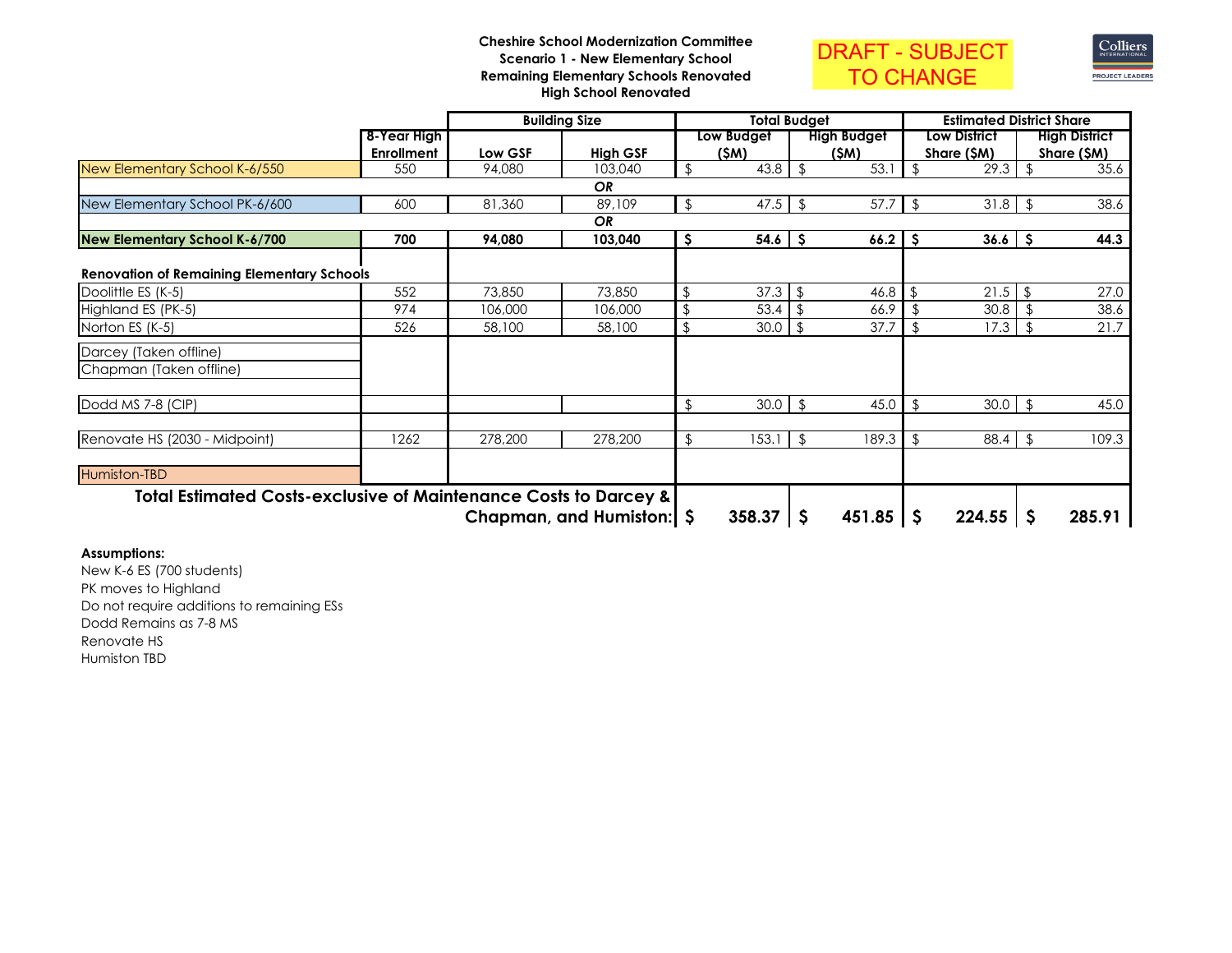**Cheshire School Modernization Committee**
**Scenario 1 - New Elementary School**
**Remaining Elementary Schools Renovated**
**High School Renovated**

DRAFT - SUBJECT TO CHANGE

Colliers International PROJECT LEADERS

| | | Building Size | | Total Budget | | Estimated District Share | |
|---|---|---|---|---|---|---|---|
| | 8-Year High Enrollment | Low GSF | High GSF | Low Budget ($M) | High Budget ($M) | Low District Share ($M) | High District Share ($M) |
| New Elementary School K-6/550 | 550 | 94,080 | 103,040 | $ 43.8 | $ 53.1 | $ 29.3 | $ 35.6 |
| | | | *OR* | | | | |
| New Elementary School PK-6/600 | 600 | 81,360 | 89,109 | $ 47.5 | $ 57.7 | $ 31.8 | $ 38.6 |
| | | | *OR* | | | | |
| **New Elementary School K-6/700** | **700** | **94,080** | **103,040** | **$ 54.6** | **$ 66.2** | **$ 36.6** | **$ 44.3** |
| **Renovation of Remaining Elementary Schools** | | | | | | | |
| Doolittle ES (K-5) | 552 | 73,850 | 73,850 | $ 37.3 | $ 46.8 | $ 21.5 | $ 27.0 |
| Highland ES (PK-5) | 974 | 106,000 | 106,000 | $ 53.4 | $ 66.9 | $ 30.8 | $ 38.6 |
| Norton ES (K-5) | 526 | 58,100 | 58,100 | $ 30.0 | $ 37.7 | $ 17.3 | $ 21.7 |
| Darcey (Taken offline) | | | | | | | |
| Chapman (Taken offline) | | | | | | | |
| Dodd MS 7-8 (CIP) | | | | $ 30.0 | $ 45.0 | $ 30.0 | $ 45.0 |
| Renovate HS (2030 - Midpoint) | 1262 | 278,200 | 278,200 | $ 153.1 | $ 189.3 | $ 88.4 | $ 109.3 |
| Humiston-TBD | | | | | | | |
| **Total Estimated Costs-exclusive of Maintenance Costs to Darcey & Chapman, and Humiston:** | | | | **$ 358.37** | **$ 451.85** | **$ 224.55** | **$ 285.91** |

**Assumptions:**

New K-6 ES (700 students)
PK moves to Highland
Do not require additions to remaining ESs
Dodd Remains as 7-8 MS
Renovate HS
Humiston TBD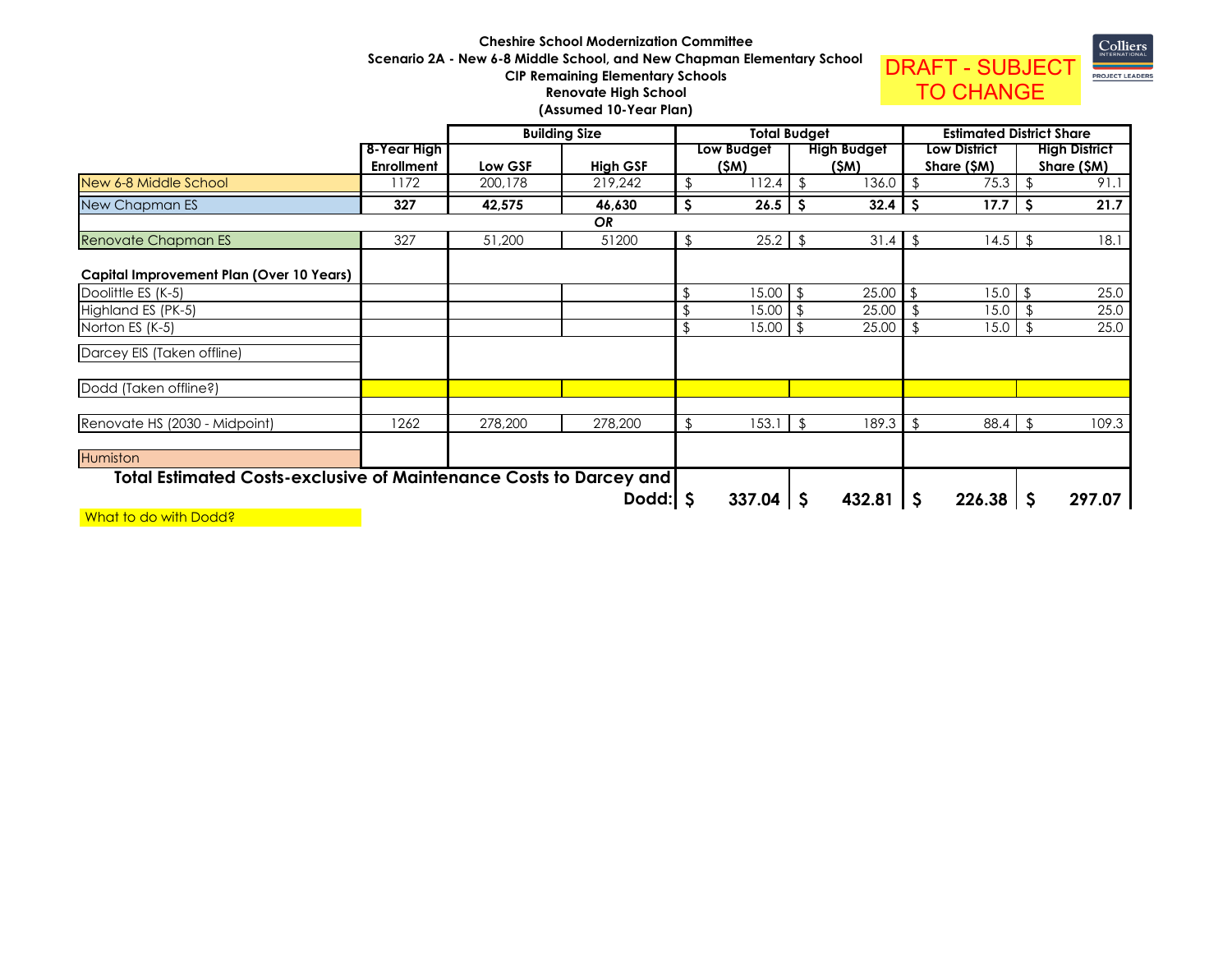**Cheshire School Modernization Committee**
**Scenario 2A - New 6-8 Middle School, and New Chapman Elementary School**
**CIP Remaining Elementary Schools**
**Renovate High School**
**(Assumed 10-Year Plan)**

DRAFT - SUBJECT TO CHANGE

Colliers INTERNATIONAL PROJECT LEADERS

| | 8-Year High Enrollment | Building Size | | Total Budget | | Estimated District Share | |
|---|---|---|---|---|---|---|---|
| | | Low GSF | High GSF | Low Budget ($M) | High Budget ($M) | Low District Share ($M) | High District Share ($M) |
| New 6-8 Middle School | 1172 | 200,178 | 219,242 | $ 112.4 | $ 136.0 | $ 75.3 | $ 91.1 |
| New Chapman ES | **327** | **42,575** | **46,630** | **$ 26.5** | **$ 32.4** | **$ 17.7** | **$ 21.7** |
| | | | ***OR*** | | | | |
| Renovate Chapman ES | 327 | 51,200 | 51200 | $ 25.2 | $ 31.4 | $ 14.5 | $ 18.1 |
| **Capital Improvement Plan (Over 10 Years)** | | | | | | | |
| Doolittle ES (K-5) | | | | $ 15.00 | $ 25.00 | $ 15.0 | $ 25.0 |
| Highland ES (PK-5) | | | | $ 15.00 | $ 25.00 | $ 15.0 | $ 25.0 |
| Norton ES (K-5) | | | | $ 15.00 | $ 25.00 | $ 15.0 | $ 25.0 |
| Darcey EIS (Taken offline) | | | | | | | |
| Dodd (Taken offline?) | | | | | | | |
| Renovate HS (2030 - Midpoint) | 1262 | 278,200 | 278,200 | $ 153.1 | $ 189.3 | $ 88.4 | $ 109.3 |
| Humiston | | | | | | | |
| **Total Estimated Costs-exclusive of Maintenance Costs to Darcey and Dodd:** | | | | **$ 337.04** | **$ 432.81** | **$ 226.38** | **$ 297.07** |

What to do with Dodd?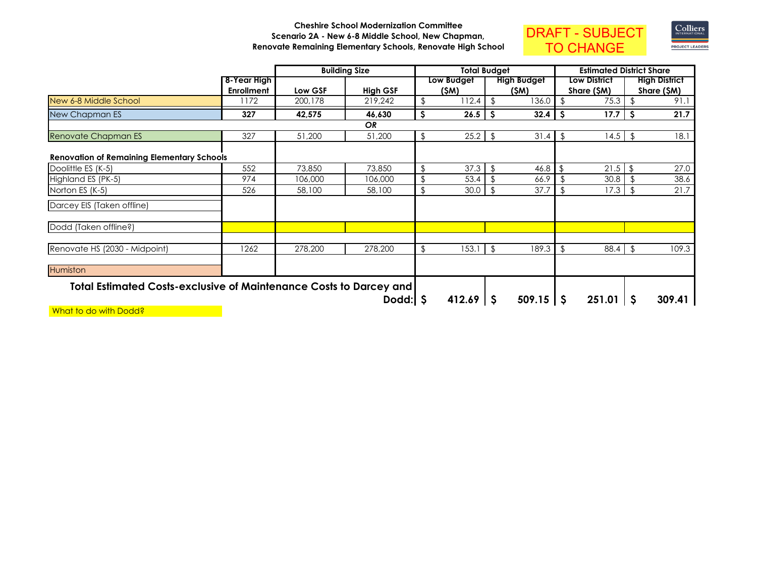**Cheshire School Modernization Committee**
**Scenario 2A - New 6-8 Middle School, New Chapman, Renovate Remaining Elementary Schools, Renovate High School**

DRAFT - SUBJECT TO CHANGE

Colliers INTERNATIONAL PROJECT LEADERS

| | | Building Size | | Total Budget | | Estimated District Share | |
|---|---|---|---|---|---|---|---|
| | 8-Year High Enrollment | Low GSF | High GSF | Low Budget ($M) | High Budget ($M) | Low District Share ($M) | High District Share ($M) |
| New 6-8 Middle School | 1172 | 200,178 | 219,242 | $ 112.4 | $ 136.0 | $ 75.3 | $ 91.1 |
| New Chapman ES | **327** | **42,575** | **46,630** | **$ 26.5** | **$ 32.4** | **$ 17.7** | **$ 21.7** |
| | | | ***OR*** | | | | |
| Renovate Chapman ES | 327 | 51,200 | 51,200 | $ 25.2 | $ 31.4 | $ 14.5 | $ 18.1 |
| **Renovation of Remaining Elementary Schools** | | | | | | | |
| Doolittle ES (K-5) | 552 | 73,850 | 73,850 | $ 37.3 | $ 46.8 | $ 21.5 | $ 27.0 |
| Highland ES (PK-5) | 974 | 106,000 | 106,000 | $ 53.4 | $ 66.9 | $ 30.8 | $ 38.6 |
| Norton ES (K-5) | 526 | 58,100 | 58,100 | $ 30.0 | $ 37.7 | $ 17.3 | $ 21.7 |
| Darcey EIS (Taken offline) | | | | | | | |
| Dodd (Taken offline?) | | | | | | | |
| Renovate HS (2030 - Midpoint) | 1262 | 278,200 | 278,200 | $ 153.1 | $ 189.3 | $ 88.4 | $ 109.3 |
| Humiston | | | | | | | |
| **Total Estimated Costs-exclusive of Maintenance Costs to Darcey and Dodd:** | | | | **$ 412.69** | **$ 509.15** | **$ 251.01** | **$ 309.41** |

What to do with Dodd?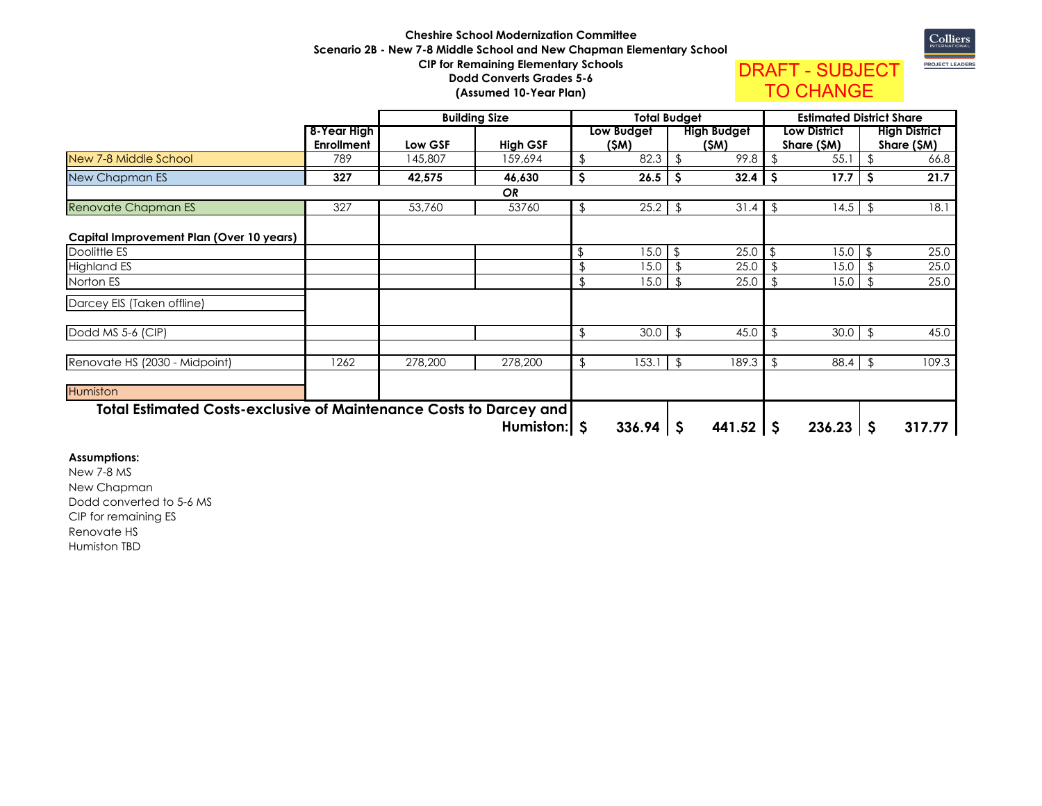**Cheshire School Modernization Committee**
**Scenario 2B - New 7-8 Middle School and New Chapman Elementary School**
**CIP for Remaining Elementary Schools**
**Dodd Converts Grades 5-6**
**(Assumed 10-Year Plan)**

DRAFT - SUBJECT TO CHANGE

| | | Building Size | | Total Budget | | Estimated District Share | |
|---|---|---|---|---|---|---|---|
| | 8-Year High Enrollment | Low GSF | High GSF | Low Budget ($M) | High Budget ($M) | Low District Share ($M) | High District Share ($M) |
| New 7-8 Middle School | 789 | 145,807 | 159,694 | $ 82.3 | $ 99.8 | $ 55.1 | $ 66.8 |
| New Chapman ES | **327** | **42,575** | **46,630** | **$ 26.5** | **$ 32.4** | **$ 17.7** | **$ 21.7** |
| | | | ***OR*** | | | | |
| Renovate Chapman ES | 327 | 53,760 | 53760 | $ 25.2 | $ 31.4 | $ 14.5 | $ 18.1 |
| **Capital Improvement Plan (Over 10 years)** | | | | | | | |
| Doolittle ES | | | | $ 15.0 | $ 25.0 | $ 15.0 | $ 25.0 |
| Highland ES | | | | $ 15.0 | $ 25.0 | $ 15.0 | $ 25.0 |
| Norton ES | | | | $ 15.0 | $ 25.0 | $ 15.0 | $ 25.0 |
| Darcey EIS (Taken offline) | | | | | | | |
| Dodd MS 5-6 (CIP) | | | | $ 30.0 | $ 45.0 | $ 30.0 | $ 45.0 |
| Renovate HS (2030 - Midpoint) | 1262 | 278,200 | 278,200 | $ 153.1 | $ 189.3 | $ 88.4 | $ 109.3 |
| Humiston | | | | | | | |
| **Total Estimated Costs-exclusive of Maintenance Costs to Darcey and Humiston:** | | | | **$ 336.94** | **$ 441.52** | **$ 236.23** | **$ 317.77** |

**Assumptions:**

New 7-8 MS
New Chapman
Dodd converted to 5-6 MS
CIP for remaining ES
Renovate HS
Humiston TBD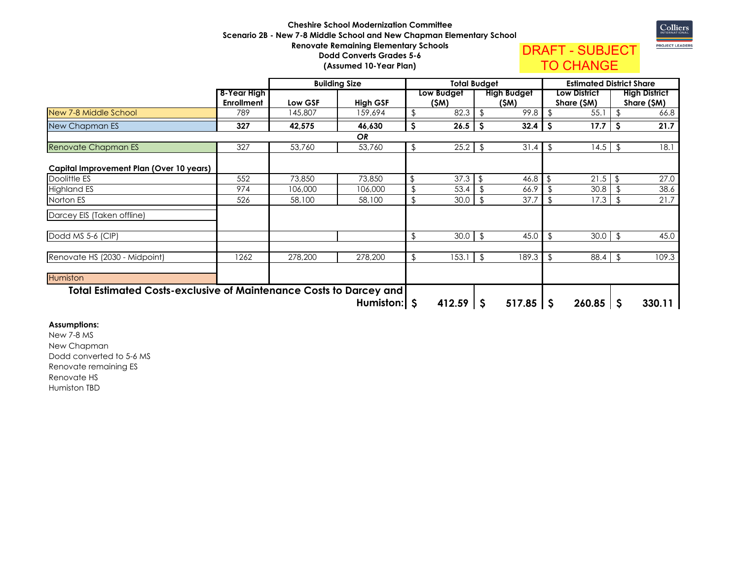# Cheshire School Modernization Committee

**Scenario 2B - New 7-8 Middle School and New Chapman Elementary School**
**Renovate Remaining Elementary Schools**
**Dodd Converts Grades 5-6**
**(Assumed 10-Year Plan)**

DRAFT - SUBJECT TO CHANGE

Colliers International PROJECT LEADERS

| | | Building Size | | Total Budget | | Estimated District Share | |
|---|---|---|---|---|---|---|---|
| | **8-Year High Enrollment** | **Low GSF** | **High GSF** | **Low Budget ($M)** | **High Budget ($M)** | **Low District Share ($M)** | **High District Share ($M)** |
| New 7-8 Middle School | 789 | 145,807 | 159,694 | $ 82.3 | $ 99.8 | $ 55.1 | $ 66.8 |
| New Chapman ES | **327** | **42,575** | **46,630** | **$ 26.5** | **$ 32.4** | **$ 17.7** | **$ 21.7** |
| | | | ***OR*** | | | | |
| Renovate Chapman ES | 327 | 53,760 | 53,760 | $ 25.2 | $ 31.4 | $ 14.5 | $ 18.1 |
| **Capital Improvement Plan (Over 10 years)** | | | | | | | |
| Doolittle ES | 552 | 73,850 | 73,850 | $ 37.3 | $ 46.8 | $ 21.5 | $ 27.0 |
| Highland ES | 974 | 106,000 | 106,000 | $ 53.4 | $ 66.9 | $ 30.8 | $ 38.6 |
| Norton ES | 526 | 58,100 | 58,100 | $ 30.0 | $ 37.7 | $ 17.3 | $ 21.7 |
| Darcey EIS (Taken offline) | | | | | | | |
| Dodd MS 5-6 (CIP) | | | | $ 30.0 | $ 45.0 | $ 30.0 | $ 45.0 |
| Renovate HS (2030 - Midpoint) | 1262 | 278,200 | 278,200 | $ 153.1 | $ 189.3 | $ 88.4 | $ 109.3 |
| Humiston | | | | | | | |
| **Total Estimated Costs-exclusive of Maintenance Costs to Darcey and Humiston:** | | | | **$ 412.59** | **$ 517.85** | **$ 260.85** | **$ 330.11** |

**Assumptions:**

New 7-8 MS
New Chapman
Dodd converted to 5-6 MS
Renovate remaining ES
Renovate HS
Humiston TBD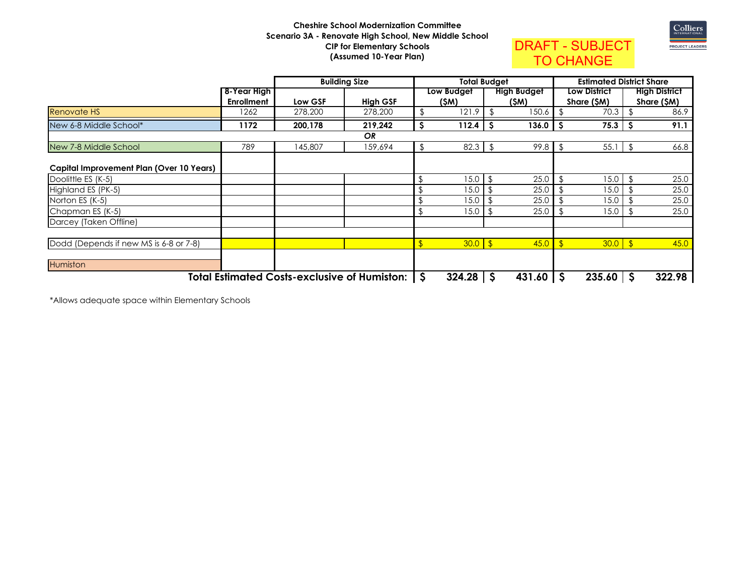**Cheshire School Modernization Committee**
**Scenario 3A - Renovate High School, New Middle School**
**CIP for Elementary Schools**
**(Assumed 10-Year Plan)**

DRAFT - SUBJECT TO CHANGE

| | | Building Size | | Total Budget | | Estimated District Share | |
|---|---|---|---|---|---|---|---|
| | 8-Year High Enrollment | Low GSF | High GSF | Low Budget ($M) | High Budget ($M) | Low District Share ($M) | High District Share ($M) |
| Renovate HS | 1262 | 278,200 | 278,200 | $ 121.9 | $ 150.6 | $ 70.3 | $ 86.9 |
| New 6-8 Middle School* | **1172** | **200,178** | **219,242** | **$ 112.4** | **$ 136.0** | **$ 75.3** | **$ 91.1** |
| | | | *OR* | | | | |
| New 7-8 Middle School | 789 | 145,807 | 159,694 | $ 82.3 | $ 99.8 | $ 55.1 | $ 66.8 |
| **Capital Improvement Plan (Over 10 Years)** | | | | | | | |
| Doolittle ES (K-5) | | | | $ 15.0 | $ 25.0 | $ 15.0 | $ 25.0 |
| Highland ES (PK-5) | | | | $ 15.0 | $ 25.0 | $ 15.0 | $ 25.0 |
| Norton ES (K-5) | | | | $ 15.0 | $ 25.0 | $ 15.0 | $ 25.0 |
| Chapman ES (K-5) | | | | $ 15.0 | $ 25.0 | $ 15.0 | $ 25.0 |
| Darcey (Taken Offline) | | | | | | | |
| Dodd (Depends if new MS is 6-8 or 7-8) | | | | $ 30.0 | $ 45.0 | $ 30.0 | $ 45.0 |
| Humiston | | | | | | | |
| **Total Estimated Costs-exclusive of Humiston:** | | | | **$ 324.28** | **$ 431.60** | **$ 235.60** | **$ 322.98** |

*Allows adequate space within Elementary Schools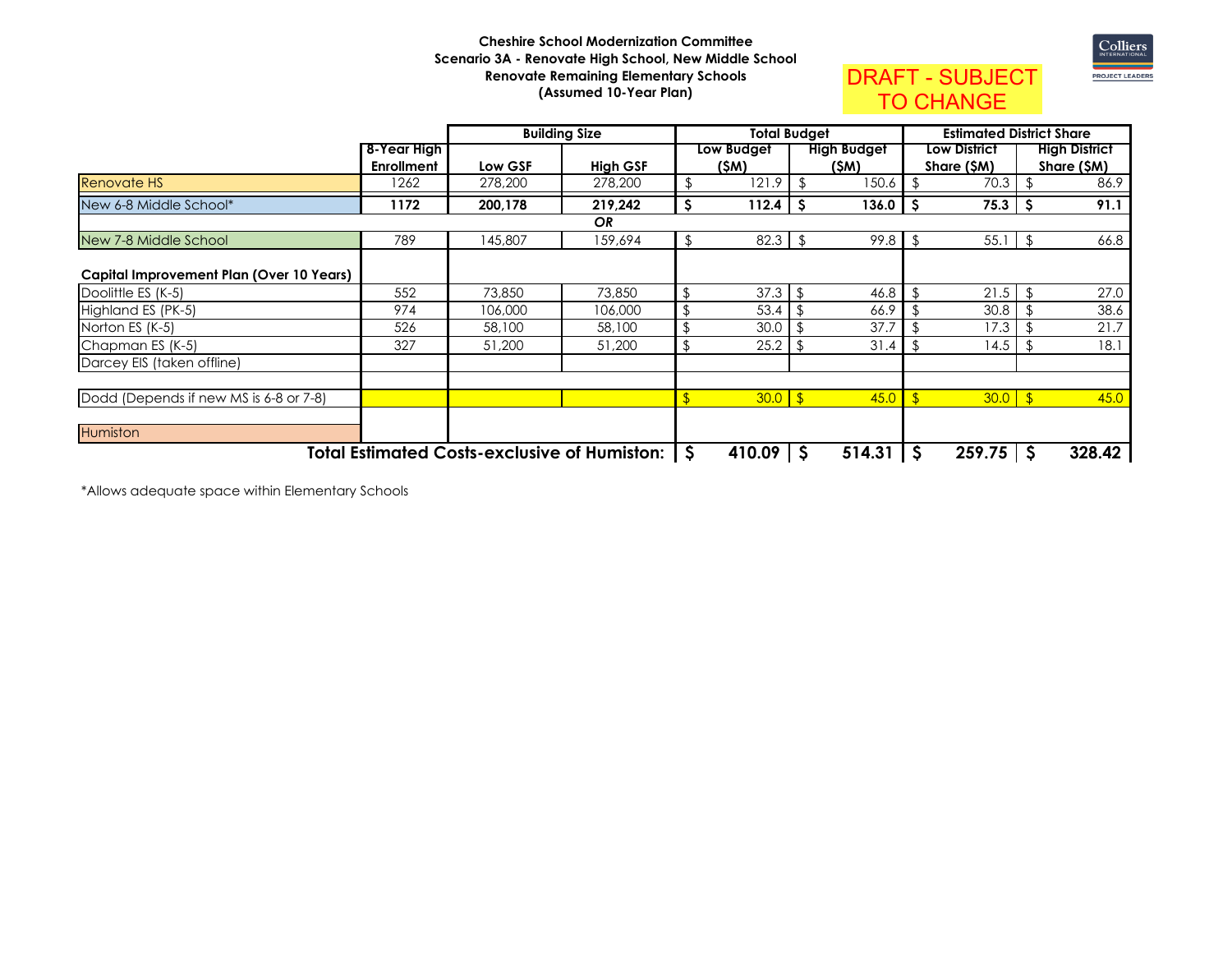**Cheshire School Modernization Committee**
**Scenario 3A - Renovate High School, New Middle School**
**Renovate Remaining Elementary Schools**
**(Assumed 10-Year Plan)**

DRAFT - SUBJECT TO CHANGE

| | | Building Size | | Total Budget | | Estimated District Share | |
|---|---|---|---|---|---|---|---|
| | **8-Year High Enrollment** | **Low GSF** | **High GSF** | **Low Budget ($M)** | **High Budget ($M)** | **Low District Share ($M)** | **High District Share ($M)** |
| Renovate HS | 1262 | 278,200 | 278,200 | $ 121.9 | $ 150.6 | $ 70.3 | $ 86.9 |
| New 6-8 Middle School* | **1172** | **200,178** | **219,242** | **$ 112.4** | **$ 136.0** | **$ 75.3** | **$ 91.1** |
| | | | ***OR*** | | | | |
| New 7-8 Middle School | 789 | 145,807 | 159,694 | $ 82.3 | $ 99.8 | $ 55.1 | $ 66.8 |
| **Capital Improvement Plan (Over 10 Years)** | | | | | | | |
| Doolittle ES (K-5) | 552 | 73,850 | 73,850 | $ 37.3 | $ 46.8 | $ 21.5 | $ 27.0 |
| Highland ES (PK-5) | 974 | 106,000 | 106,000 | $ 53.4 | $ 66.9 | $ 30.8 | $ 38.6 |
| Norton ES (K-5) | 526 | 58,100 | 58,100 | $ 30.0 | $ 37.7 | $ 17.3 | $ 21.7 |
| Chapman ES (K-5) | 327 | 51,200 | 51,200 | $ 25.2 | $ 31.4 | $ 14.5 | $ 18.1 |
| Darcey EIS (taken offline) | | | | | | | |
| Dodd (Depends if new MS is 6-8 or 7-8) | | | | $ 30.0 | $ 45.0 | $ 30.0 | $ 45.0 |
| Humiston | | | | | | | |
| **Total Estimated Costs-exclusive of Humiston:** | | | | **$ 410.09** | **$ 514.31** | **$ 259.75** | **$ 328.42** |

*Allows adequate space within Elementary Schools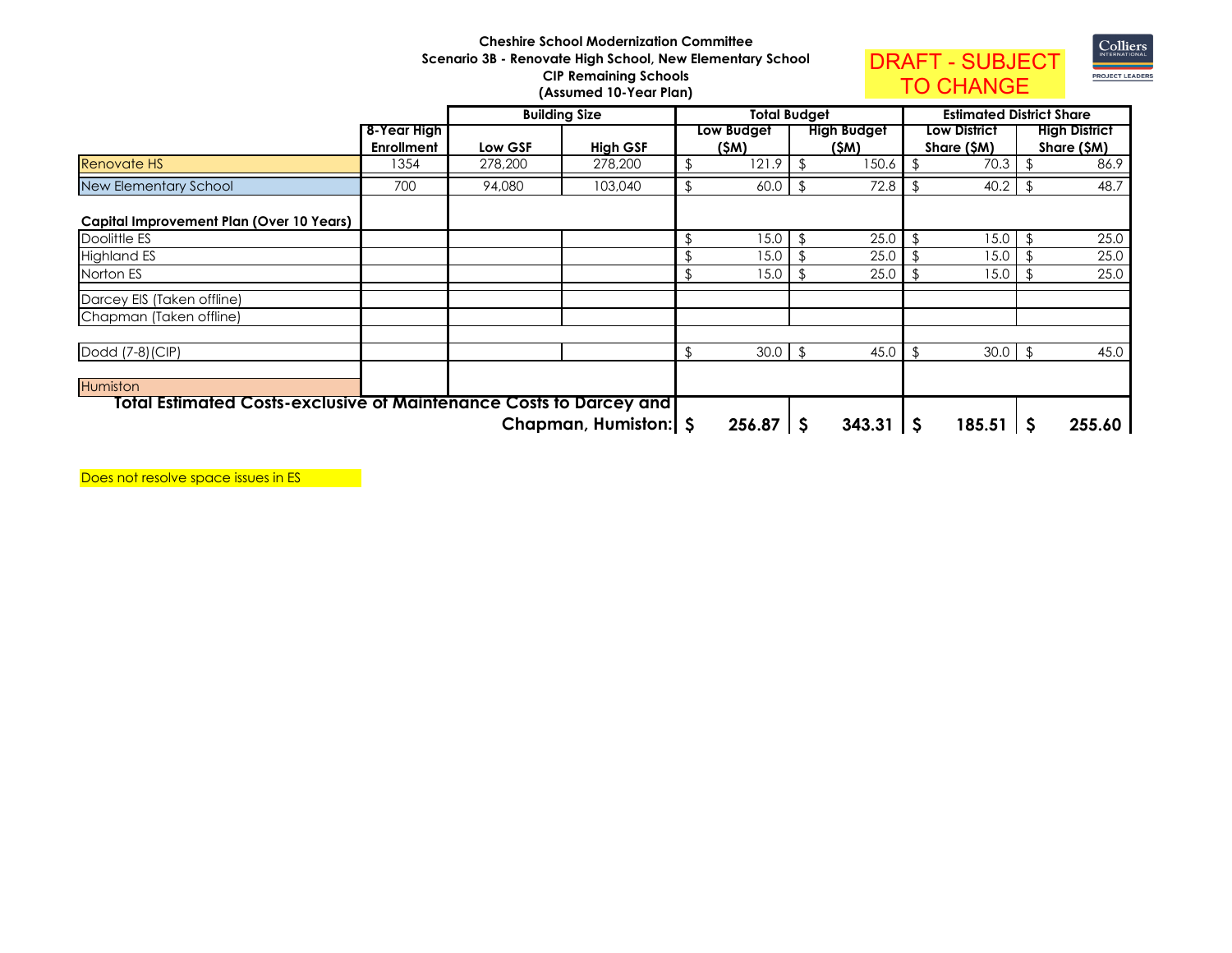**Cheshire School Modernization Committee**
**Scenario 3B - Renovate High School, New Elementary School**
**CIP Remaining Schools**
**(Assumed 10-Year Plan)**

DRAFT - SUBJECT TO CHANGE

Colliers International PROJECT LEADERS

| | 8-Year High Enrollment | Building Size | | Total Budget | | Estimated District Share | |
|---|---|---|---|---|---|---|---|
| | | Low GSF | High GSF | Low Budget ($M) | High Budget ($M) | Low District Share ($M) | High District Share ($M) |
| Renovate HS | 1354 | 278,200 | 278,200 | $ 121.9 | $ 150.6 | $ 70.3 | $ 86.9 |
| New Elementary School | 700 | 94,080 | 103,040 | $ 60.0 | $ 72.8 | $ 40.2 | $ 48.7 |
| **Capital Improvement Plan (Over 10 Years)** | | | | | | | |
| Doolittle ES | | | | $ 15.0 | $ 25.0 | $ 15.0 | $ 25.0 |
| Highland ES | | | | $ 15.0 | $ 25.0 | $ 15.0 | $ 25.0 |
| Norton ES | | | | $ 15.0 | $ 25.0 | $ 15.0 | $ 25.0 |
| Darcey EIS (Taken offline) | | | | | | | |
| Chapman (Taken offline) | | | | | | | |
| Dodd (7-8)(CIP) | | | | $ 30.0 | $ 45.0 | $ 30.0 | $ 45.0 |
| Humiston | | | | | | | |
| **Total Estimated Costs-exclusive of Maintenance Costs to Darcey and Chapman, Humiston:** | | | | **$ 256.87** | **$ 343.31** | **$ 185.51** | **$ 255.60** |

Does not resolve space issues in ES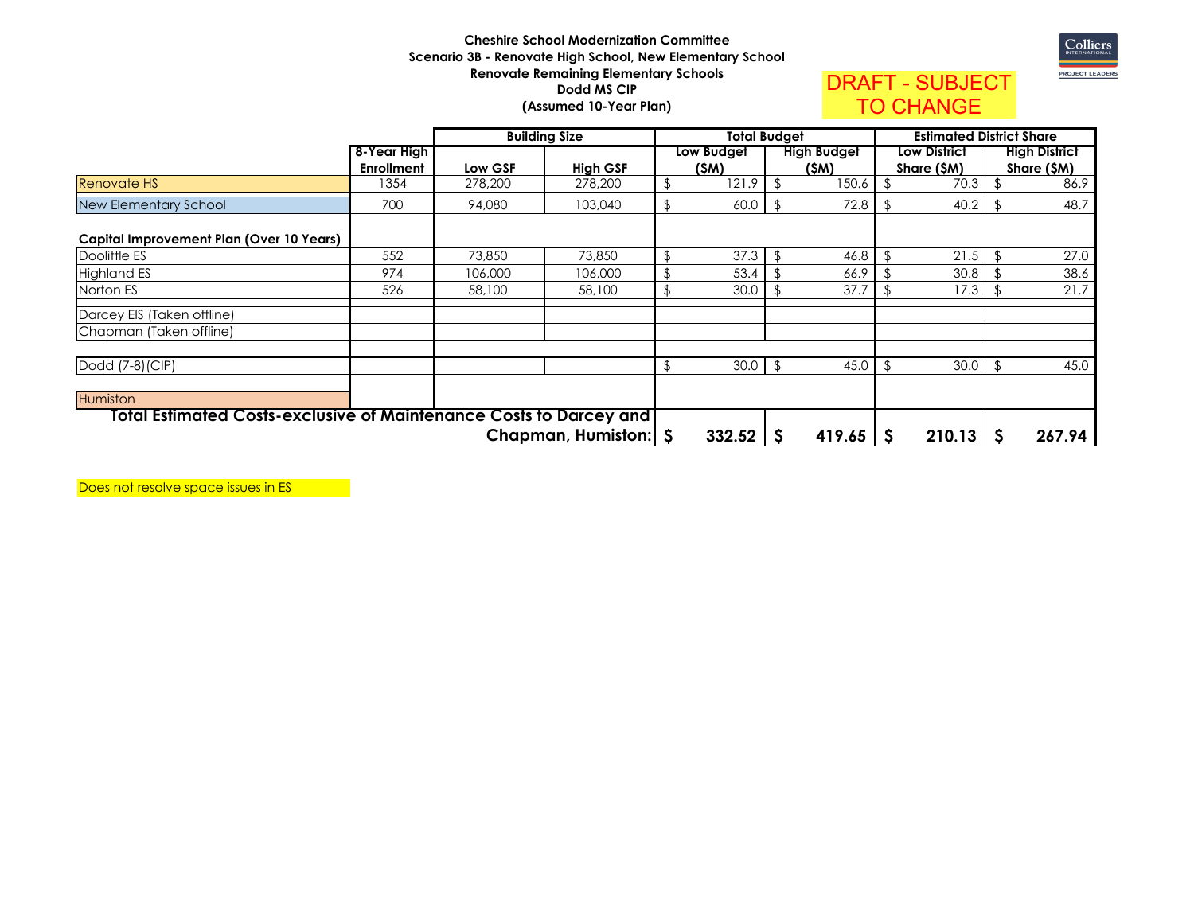**Cheshire School Modernization Committee**
**Scenario 3B - Renovate High School, New Elementary School**
**Renovate Remaining Elementary Schools**
**Dodd MS CIP**
**(Assumed 10-Year Plan)**

DRAFT - SUBJECT TO CHANGE

| | | Building Size | | Total Budget | | Estimated District Share | |
|---|---|---|---|---|---|---|---|
| | **8-Year High Enrollment** | **Low GSF** | **High GSF** | **Low Budget ($M)** | **High Budget ($M)** | **Low District Share ($M)** | **High District Share ($M)** |
| Renovate HS | 1354 | 278,200 | 278,200 | $ 121.9 | $ 150.6 | $ 70.3 | $ 86.9 |
| New Elementary School | 700 | 94,080 | 103,040 | $ 60.0 | $ 72.8 | $ 40.2 | $ 48.7 |
| **Capital Improvement Plan (Over 10 Years)** | | | | | | | |
| Doolittle ES | 552 | 73,850 | 73,850 | $ 37.3 | $ 46.8 | $ 21.5 | $ 27.0 |
| Highland ES | 974 | 106,000 | 106,000 | $ 53.4 | $ 66.9 | $ 30.8 | $ 38.6 |
| Norton ES | 526 | 58,100 | 58,100 | $ 30.0 | $ 37.7 | $ 17.3 | $ 21.7 |
| Darcey EIS (Taken offline) | | | | | | | |
| Chapman (Taken offline) | | | | | | | |
| Dodd (7-8)(CIP) | | | | $ 30.0 | $ 45.0 | $ 30.0 | $ 45.0 |
| Humiston | | | | | | | |
| **Total Estimated Costs-exclusive of Maintenance Costs to Darcey and Chapman, Humiston:** | | | | **$ 332.52** | **$ 419.65** | **$ 210.13** | **$ 267.94** |

Does not resolve space issues in ES